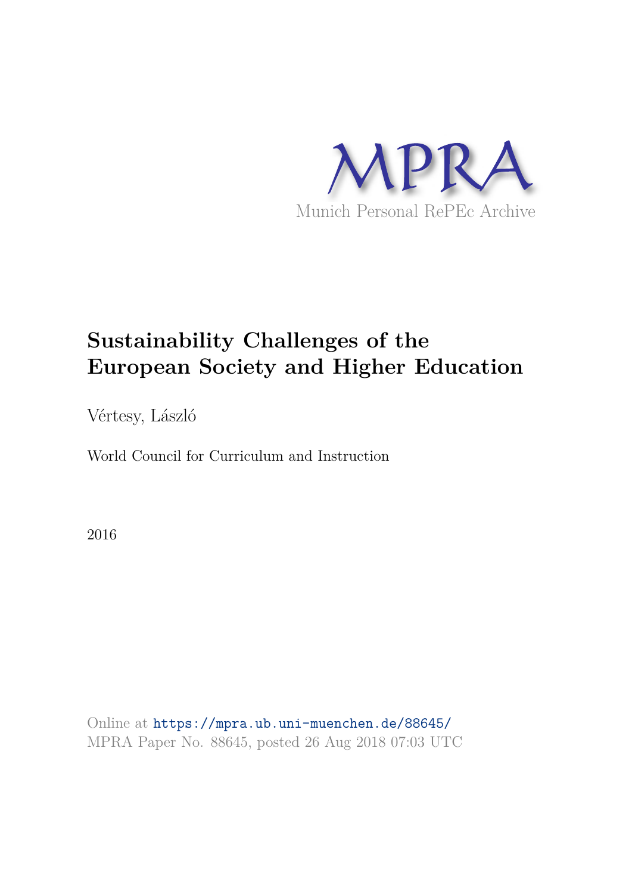MPRA

Munich Personal RePEc Archive

# Sustainability Challenges of the European Society and Higher Education

Vértesy, László

World Council for Curriculum and Instruction

2016

Online at https://mpra.ub.uni-muenchen.de/88645/
MPRA Paper No. 88645, posted 26 Aug 2018 07:03 UTC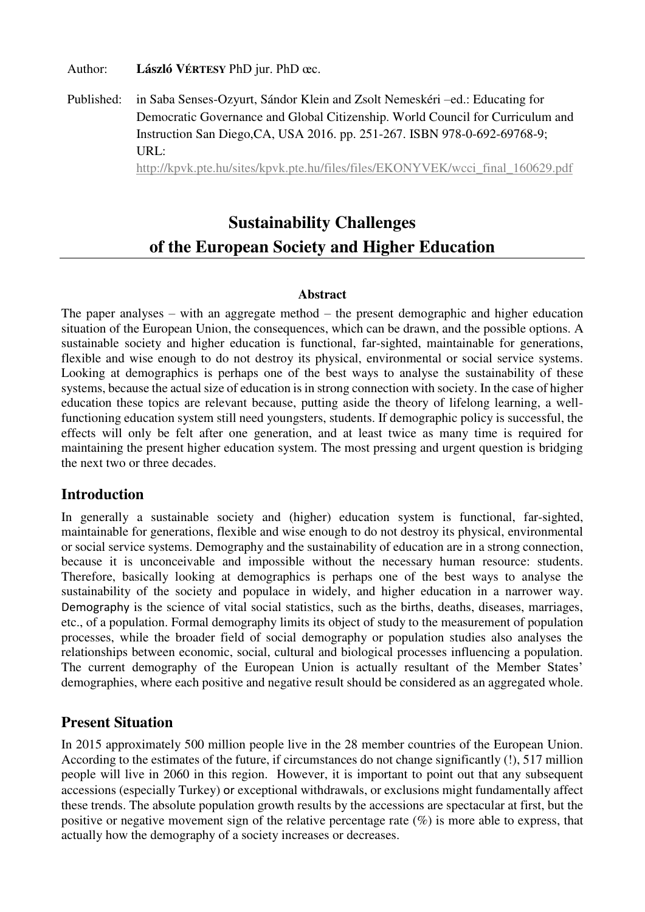Author: **László VÉRTESY** PhD jur. PhD œc.

Published: in Saba Senses-Ozyurt, Sándor Klein and Zsolt Nemeskéri –ed.: Educating for Democratic Governance and Global Citizenship. World Council for Curriculum and Instruction San Diego,CA, USA 2016. pp. 251-267. ISBN 978-0-692-69768-9; URL: http://kpvk.pte.hu/sites/kpvk.pte.hu/files/files/EKONYVEK/wcci_final_160629.pdf

# Sustainability Challenges of the European Society and Higher Education

**Abstract**

The paper analyses – with an aggregate method – the present demographic and higher education situation of the European Union, the consequences, which can be drawn, and the possible options. A sustainable society and higher education is functional, far-sighted, maintainable for generations, flexible and wise enough to do not destroy its physical, environmental or social service systems. Looking at demographics is perhaps one of the best ways to analyse the sustainability of these systems, because the actual size of education is in strong connection with society. In the case of higher education these topics are relevant because, putting aside the theory of lifelong learning, a well-functioning education system still need youngsters, students. If demographic policy is successful, the effects will only be felt after one generation, and at least twice as many time is required for maintaining the present higher education system. The most pressing and urgent question is bridging the next two or three decades.

## Introduction

In generally a sustainable society and (higher) education system is functional, far-sighted, maintainable for generations, flexible and wise enough to do not destroy its physical, environmental or social service systems. Demography and the sustainability of education are in a strong connection, because it is unconceivable and impossible without the necessary human resource: students. Therefore, basically looking at demographics is perhaps one of the best ways to analyse the sustainability of the society and populace in widely, and higher education in a narrower way. Demography is the science of vital social statistics, such as the births, deaths, diseases, marriages, etc., of a population. Formal demography limits its object of study to the measurement of population processes, while the broader field of social demography or population studies also analyses the relationships between economic, social, cultural and biological processes influencing a population. The current demography of the European Union is actually resultant of the Member States' demographies, where each positive and negative result should be considered as an aggregated whole.

## Present Situation

In 2015 approximately 500 million people live in the 28 member countries of the European Union. According to the estimates of the future, if circumstances do not change significantly (!), 517 million people will live in 2060 in this region. However, it is important to point out that any subsequent accessions (especially Turkey) or exceptional withdrawals, or exclusions might fundamentally affect these trends. The absolute population growth results by the accessions are spectacular at first, but the positive or negative movement sign of the relative percentage rate (%) is more able to express, that actually how the demography of a society increases or decreases.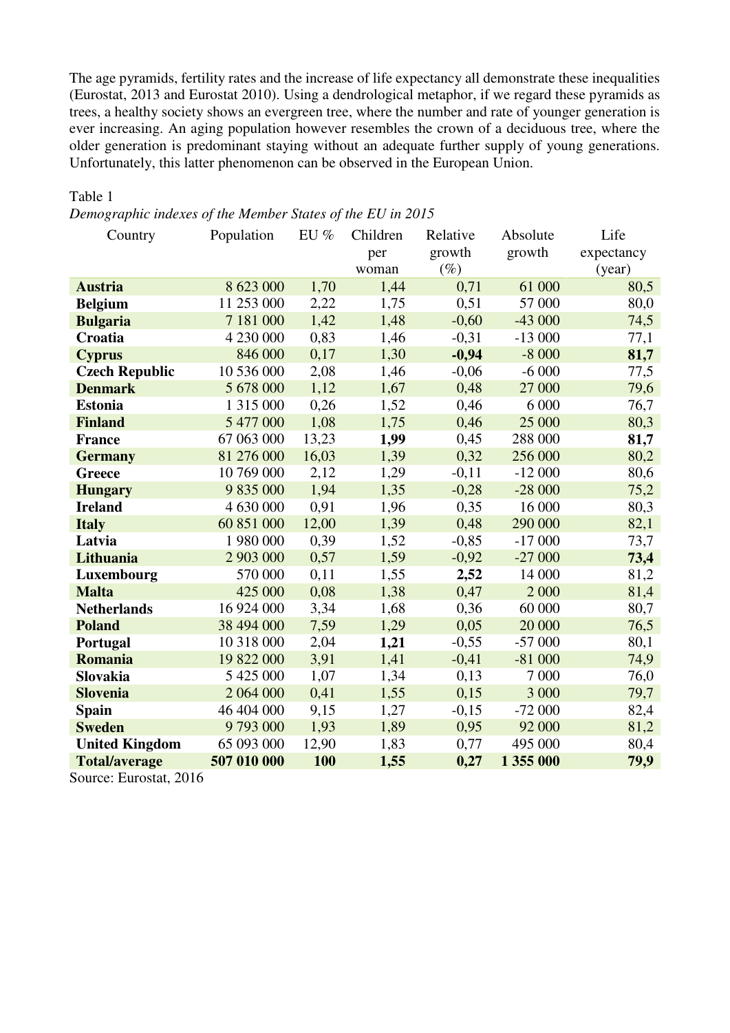The age pyramids, fertility rates and the increase of life expectancy all demonstrate these inequalities (Eurostat, 2013 and Eurostat 2010). Using a dendrological metaphor, if we regard these pyramids as trees, a healthy society shows an evergreen tree, where the number and rate of younger generation is ever increasing. An aging population however resembles the crown of a deciduous tree, where the older generation is predominant staying without an adequate further supply of young generations. Unfortunately, this latter phenomenon can be observed in the European Union.

Table 1

*Demographic indexes of the Member States of the EU in 2015*

| Country | Population | EU % | Children per woman | Relative growth (%) | Absolute growth | Life expectancy (year) |
|---|---|---|---|---|---|---|
| **Austria** | 8 623 000 | 1,70 | 1,44 | 0,71 | 61 000 | 80,5 |
| **Belgium** | 11 253 000 | 2,22 | 1,75 | 0,51 | 57 000 | 80,0 |
| **Bulgaria** | 7 181 000 | 1,42 | 1,48 | -0,60 | -43 000 | 74,5 |
| **Croatia** | 4 230 000 | 0,83 | 1,46 | -0,31 | -13 000 | 77,1 |
| **Cyprus** | 846 000 | 0,17 | 1,30 | **-0,94** | -8 000 | **81,7** |
| **Czech Republic** | 10 536 000 | 2,08 | 1,46 | -0,06 | -6 000 | 77,5 |
| **Denmark** | 5 678 000 | 1,12 | 1,67 | 0,48 | 27 000 | 79,6 |
| **Estonia** | 1 315 000 | 0,26 | 1,52 | 0,46 | 6 000 | 76,7 |
| **Finland** | 5 477 000 | 1,08 | 1,75 | 0,46 | 25 000 | 80,3 |
| **France** | 67 063 000 | 13,23 | **1,99** | 0,45 | 288 000 | **81,7** |
| **Germany** | 81 276 000 | 16,03 | 1,39 | 0,32 | 256 000 | 80,2 |
| **Greece** | 10 769 000 | 2,12 | 1,29 | -0,11 | -12 000 | 80,6 |
| **Hungary** | 9 835 000 | 1,94 | 1,35 | -0,28 | -28 000 | 75,2 |
| **Ireland** | 4 630 000 | 0,91 | 1,96 | 0,35 | 16 000 | 80,3 |
| **Italy** | 60 851 000 | 12,00 | 1,39 | 0,48 | 290 000 | 82,1 |
| **Latvia** | 1 980 000 | 0,39 | 1,52 | -0,85 | -17 000 | 73,7 |
| **Lithuania** | 2 903 000 | 0,57 | 1,59 | -0,92 | -27 000 | **73,4** |
| **Luxembourg** | 570 000 | 0,11 | 1,55 | **2,52** | 14 000 | 81,2 |
| **Malta** | 425 000 | 0,08 | 1,38 | 0,47 | 2 000 | 81,4 |
| **Netherlands** | 16 924 000 | 3,34 | 1,68 | 0,36 | 60 000 | 80,7 |
| **Poland** | 38 494 000 | 7,59 | 1,29 | 0,05 | 20 000 | 76,5 |
| **Portugal** | 10 318 000 | 2,04 | **1,21** | -0,55 | -57 000 | 80,1 |
| **Romania** | 19 822 000 | 3,91 | 1,41 | -0,41 | -81 000 | 74,9 |
| **Slovakia** | 5 425 000 | 1,07 | 1,34 | 0,13 | 7 000 | 76,0 |
| **Slovenia** | 2 064 000 | 0,41 | 1,55 | 0,15 | 3 000 | 79,7 |
| **Spain** | 46 404 000 | 9,15 | 1,27 | -0,15 | -72 000 | 82,4 |
| **Sweden** | 9 793 000 | 1,93 | 1,89 | 0,95 | 92 000 | 81,2 |
| **United Kingdom** | 65 093 000 | 12,90 | 1,83 | 0,77 | 495 000 | 80,4 |
| **Total/average** | **507 010 000** | **100** | **1,55** | **0,27** | **1 355 000** | **79,9** |

Source: Eurostat, 2016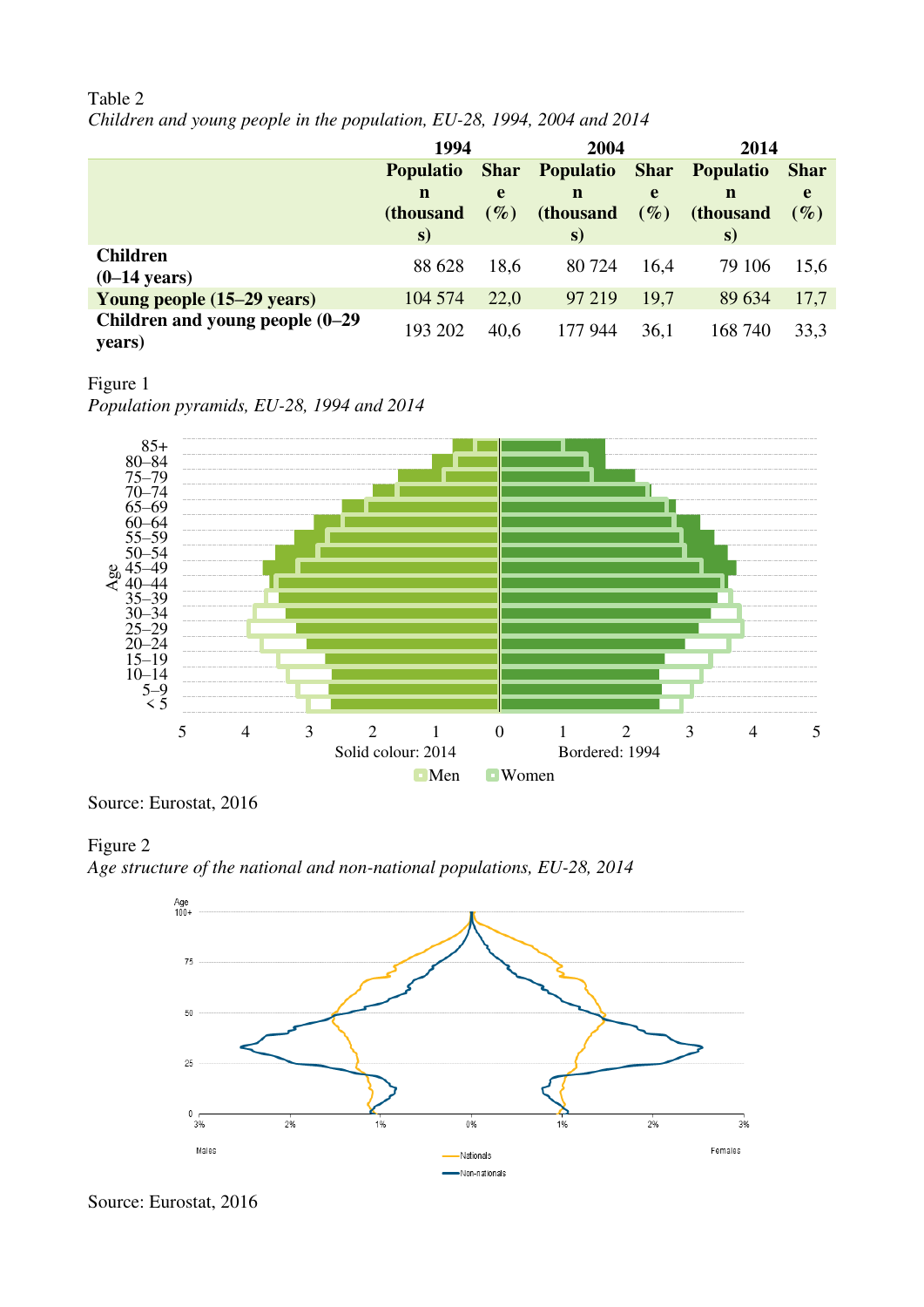Table 2

*Children and young people in the population, EU-28, 1994, 2004 and 2014*

| | 1994 | | 2004 | | 2014 | |
|---|---|---|---|---|---|---|
| | **Population (thousands)** | **Share (%)** | **Population (thousands)** | **Share (%)** | **Population (thousands)** | **Share (%)** |
| **Children (0–14 years)** | 88 628 | 18,6 | 80 724 | 16,4 | 79 106 | 15,6 |
| **Young people (15–29 years)** | 104 574 | 22,0 | 97 219 | 19,7 | 89 634 | 17,7 |
| **Children and young people (0–29 years)** | 193 202 | 40,6 | 177 944 | 36,1 | 168 740 | 33,3 |

Figure 1

*Population pyramids, EU-28, 1994 and 2014*

Source: Eurostat, 2016

Figure 2

*Age structure of the national and non-national populations, EU-28, 2014*

Source: Eurostat, 2016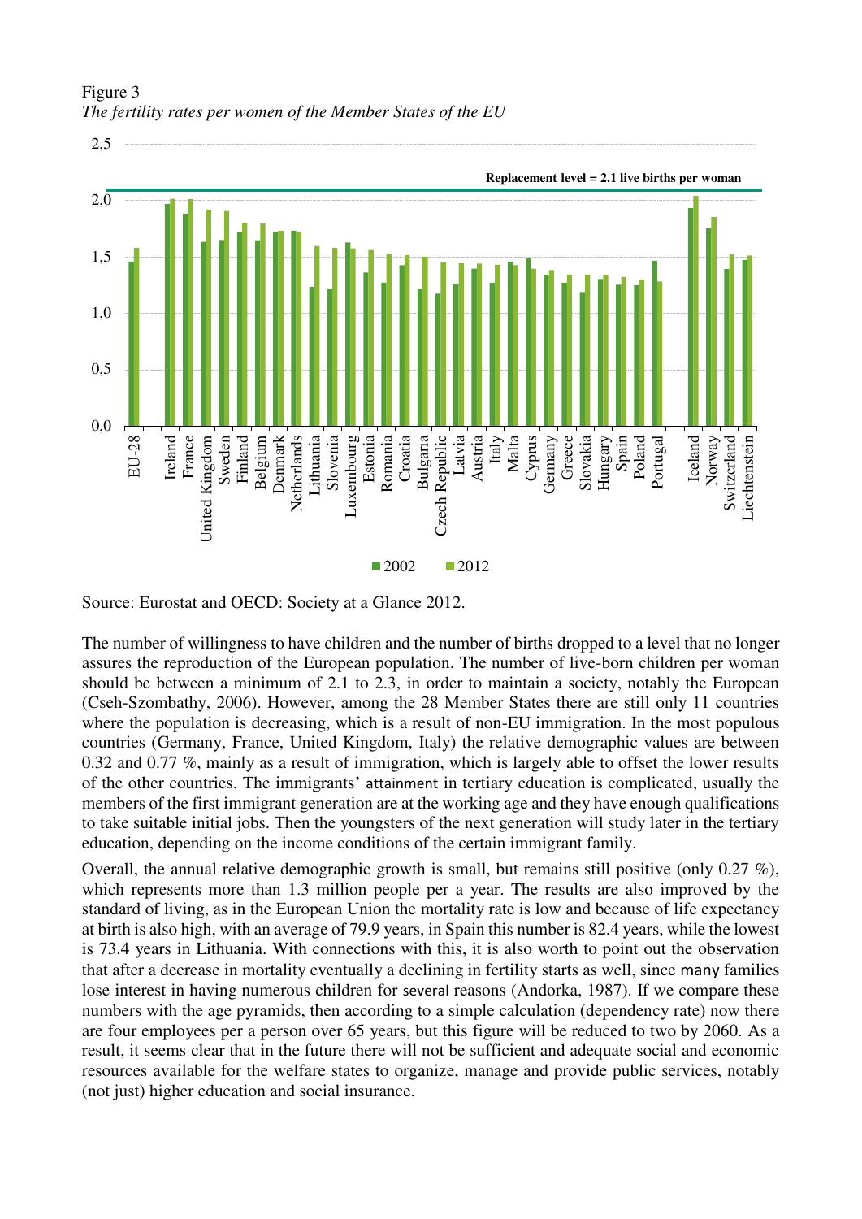Figure 3
*The fertility rates per women of the Member States of the EU*

Source: Eurostat and OECD: Society at a Glance 2012.

The number of willingness to have children and the number of births dropped to a level that no longer assures the reproduction of the European population. The number of live-born children per woman should be between a minimum of 2.1 to 2.3, in order to maintain a society, notably the European (Cseh-Szombathy, 2006). However, among the 28 Member States there are still only 11 countries where the population is decreasing, which is a result of non-EU immigration. In the most populous countries (Germany, France, United Kingdom, Italy) the relative demographic values are between 0.32 and 0.77 %, mainly as a result of immigration, which is largely able to offset the lower results of the other countries. The immigrants' attainment in tertiary education is complicated, usually the members of the first immigrant generation are at the working age and they have enough qualifications to take suitable initial jobs. Then the youngsters of the next generation will study later in the tertiary education, depending on the income conditions of the certain immigrant family.

Overall, the annual relative demographic growth is small, but remains still positive (only 0.27 %), which represents more than 1.3 million people per a year. The results are also improved by the standard of living, as in the European Union the mortality rate is low and because of life expectancy at birth is also high, with an average of 79.9 years, in Spain this number is 82.4 years, while the lowest is 73.4 years in Lithuania. With connections with this, it is also worth to point out the observation that after a decrease in mortality eventually a declining in fertility starts as well, since many families lose interest in having numerous children for several reasons (Andorka, 1987). If we compare these numbers with the age pyramids, then according to a simple calculation (dependency rate) now there are four employees per a person over 65 years, but this figure will be reduced to two by 2060. As a result, it seems clear that in the future there will not be sufficient and adequate social and economic resources available for the welfare states to organize, manage and provide public services, notably (not just) higher education and social insurance.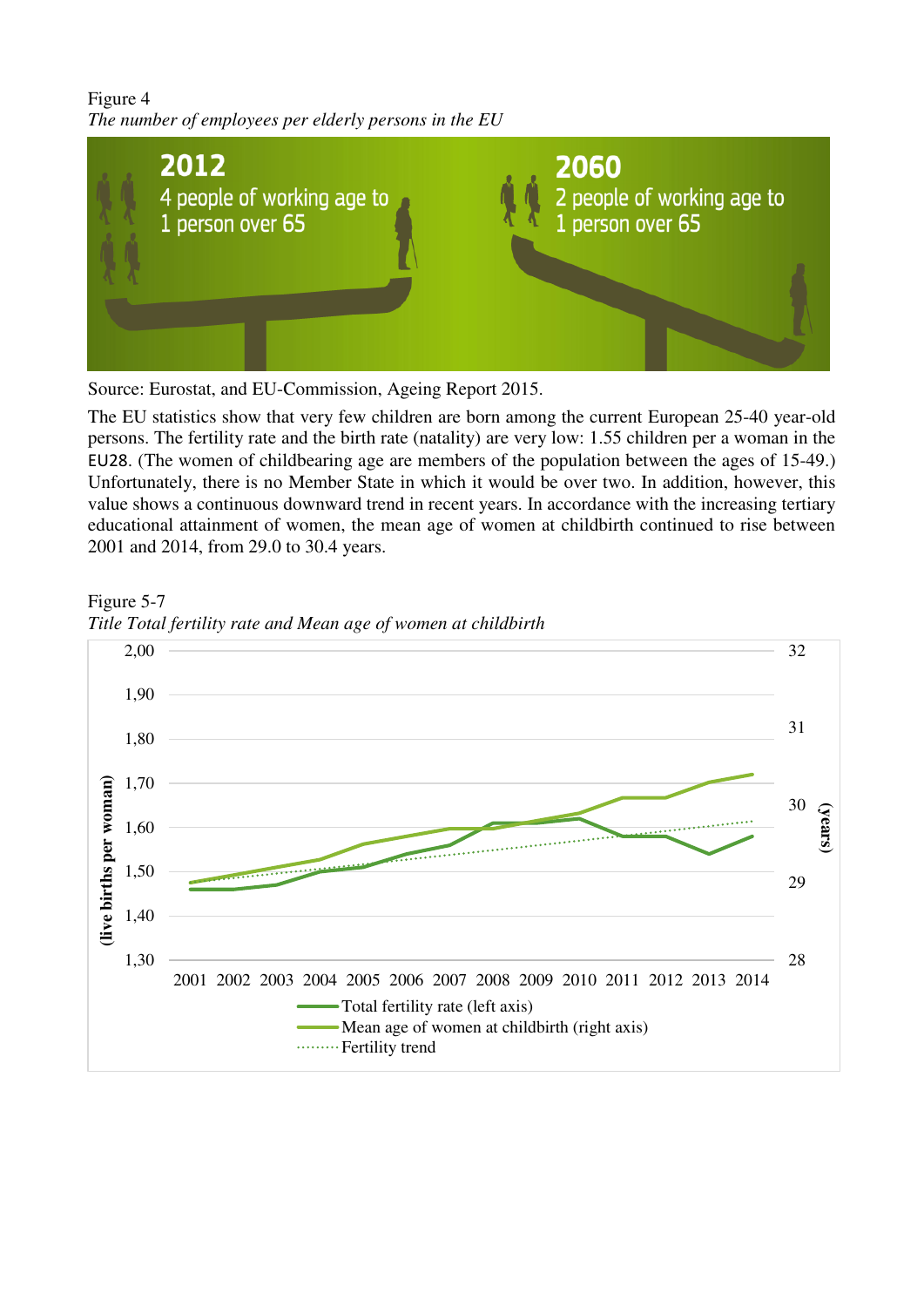Figure 4

*The number of employees per elderly persons in the EU*

Source: Eurostat, and EU-Commission, Ageing Report 2015.

The EU statistics show that very few children are born among the current European 25-40 year-old persons. The fertility rate and the birth rate (natality) are very low: 1.55 children per a woman in the EU28. (The women of childbearing age are members of the population between the ages of 15-49.) Unfortunately, there is no Member State in which it would be over two. In addition, however, this value shows a continuous downward trend in recent years. In accordance with the increasing tertiary educational attainment of women, the mean age of women at childbirth continued to rise between 2001 and 2014, from 29.0 to 30.4 years.

Figure 5-7

*Title Total fertility rate and Mean age of women at childbirth*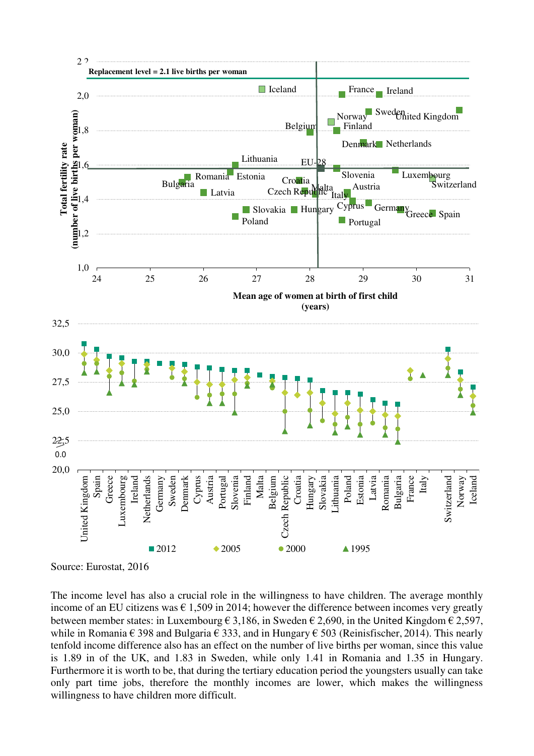Source: Eurostat, 2016

The income level has also a crucial role in the willingness to have children. The average monthly income of an EU citizens was € 1,509 in 2014; however the difference between incomes very greatly between member states: in Luxembourg € 3,186, in Sweden € 2,690, in the United Kingdom € 2,597, while in Romania € 398 and Bulgaria € 333, and in Hungary € 503 (Reinisfischer, 2014). This nearly tenfold income difference also has an effect on the number of live births per woman, since this value is 1.89 in of the UK, and 1.83 in Sweden, while only 1.41 in Romania and 1.35 in Hungary. Furthermore it is worth to be, that during the tertiary education period the youngsters usually can take only part time jobs, therefore the monthly incomes are lower, which makes the willingness willingness to have children more difficult.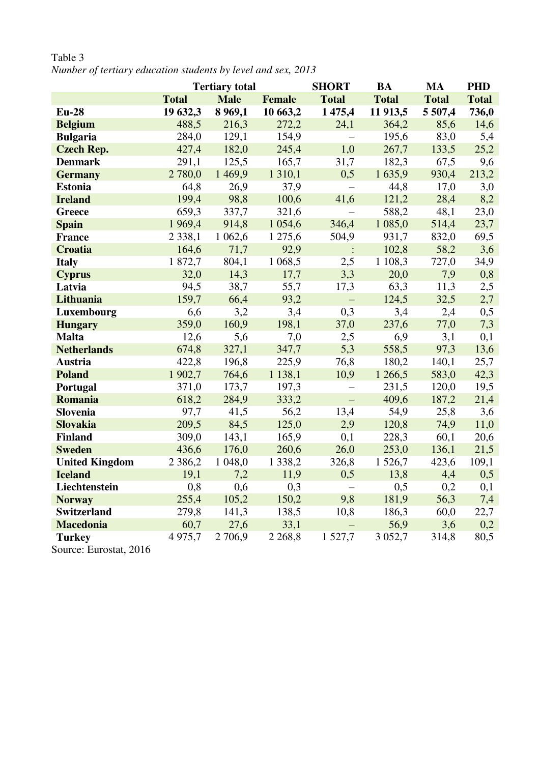Table 3

*Number of tertiary education students by level and sex, 2013*

| | Tertiary total | | | SHORT | BA | MA | PHD |
|---|---|---|---|---|---|---|---|
| | **Total** | **Male** | **Female** | **Total** | **Total** | **Total** | **Total** |
| **Eu-28** | **19 632,3** | **8 969,1** | **10 663,2** | **1 475,4** | **11 913,5** | **5 507,4** | **736,0** |
| **Belgium** | 488,5 | 216,3 | 272,2 | 24,1 | 364,2 | 85,6 | 14,6 |
| **Bulgaria** | 284,0 | 129,1 | 154,9 | – | 195,6 | 83,0 | 5,4 |
| **Czech Rep.** | 427,4 | 182,0 | 245,4 | 1,0 | 267,7 | 133,5 | 25,2 |
| **Denmark** | 291,1 | 125,5 | 165,7 | 31,7 | 182,3 | 67,5 | 9,6 |
| **Germany** | 2 780,0 | 1 469,9 | 1 310,1 | 0,5 | 1 635,9 | 930,4 | 213,2 |
| **Estonia** | 64,8 | 26,9 | 37,9 | – | 44,8 | 17,0 | 3,0 |
| **Ireland** | 199,4 | 98,8 | 100,6 | 41,6 | 121,2 | 28,4 | 8,2 |
| **Greece** | 659,3 | 337,7 | 321,6 | – | 588,2 | 48,1 | 23,0 |
| **Spain** | 1 969,4 | 914,8 | 1 054,6 | 346,4 | 1 085,0 | 514,4 | 23,7 |
| **France** | 2 338,1 | 1 062,6 | 1 275,6 | 504,9 | 931,7 | 832,0 | 69,5 |
| **Croatia** | 164,6 | 71,7 | 92,9 | : | 102,8 | 58,2 | 3,6 |
| **Italy** | 1 872,7 | 804,1 | 1 068,5 | 2,5 | 1 108,3 | 727,0 | 34,9 |
| **Cyprus** | 32,0 | 14,3 | 17,7 | 3,3 | 20,0 | 7,9 | 0,8 |
| **Latvia** | 94,5 | 38,7 | 55,7 | 17,3 | 63,3 | 11,3 | 2,5 |
| **Lithuania** | 159,7 | 66,4 | 93,2 | – | 124,5 | 32,5 | 2,7 |
| **Luxembourg** | 6,6 | 3,2 | 3,4 | 0,3 | 3,4 | 2,4 | 0,5 |
| **Hungary** | 359,0 | 160,9 | 198,1 | 37,0 | 237,6 | 77,0 | 7,3 |
| **Malta** | 12,6 | 5,6 | 7,0 | 2,5 | 6,9 | 3,1 | 0,1 |
| **Netherlands** | 674,8 | 327,1 | 347,7 | 5,3 | 558,5 | 97,3 | 13,6 |
| **Austria** | 422,8 | 196,8 | 225,9 | 76,8 | 180,2 | 140,1 | 25,7 |
| **Poland** | 1 902,7 | 764,6 | 1 138,1 | 10,9 | 1 266,5 | 583,0 | 42,3 |
| **Portugal** | 371,0 | 173,7 | 197,3 | – | 231,5 | 120,0 | 19,5 |
| **Romania** | 618,2 | 284,9 | 333,2 | – | 409,6 | 187,2 | 21,4 |
| **Slovenia** | 97,7 | 41,5 | 56,2 | 13,4 | 54,9 | 25,8 | 3,6 |
| **Slovakia** | 209,5 | 84,5 | 125,0 | 2,9 | 120,8 | 74,9 | 11,0 |
| **Finland** | 309,0 | 143,1 | 165,9 | 0,1 | 228,3 | 60,1 | 20,6 |
| **Sweden** | 436,6 | 176,0 | 260,6 | 26,0 | 253,0 | 136,1 | 21,5 |
| **United Kingdom** | 2 386,2 | 1 048,0 | 1 338,2 | 326,8 | 1 526,7 | 423,6 | 109,1 |
| **Iceland** | 19,1 | 7,2 | 11,9 | 0,5 | 13,8 | 4,4 | 0,5 |
| **Liechtenstein** | 0,8 | 0,6 | 0,3 | – | 0,5 | 0,2 | 0,1 |
| **Norway** | 255,4 | 105,2 | 150,2 | 9,8 | 181,9 | 56,3 | 7,4 |
| **Switzerland** | 279,8 | 141,3 | 138,5 | 10,8 | 186,3 | 60,0 | 22,7 |
| **Macedonia** | 60,7 | 27,6 | 33,1 | – | 56,9 | 3,6 | 0,2 |
| **Turkey** | 4 975,7 | 2 706,9 | 2 268,8 | 1 527,7 | 3 052,7 | 314,8 | 80,5 |

Source: Eurostat, 2016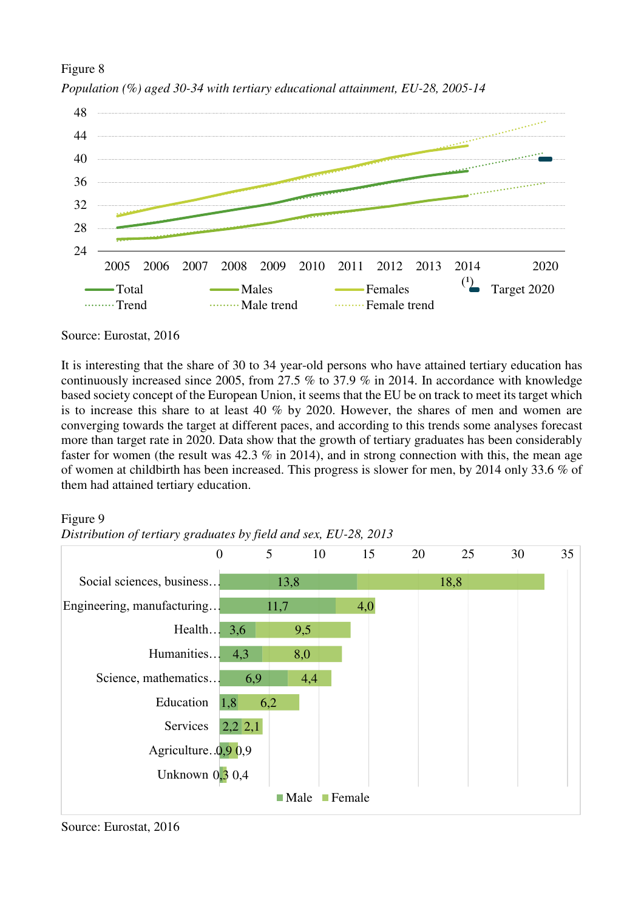Figure 8

*Population (%) aged 30-34 with tertiary educational attainment, EU-28, 2005-14*

Source: Eurostat, 2016

It is interesting that the share of 30 to 34 year-old persons who have attained tertiary education has continuously increased since 2005, from 27.5 % to 37.9 % in 2014. In accordance with knowledge based society concept of the European Union, it seems that the EU be on track to meet its target which is to increase this share to at least 40 % by 2020. However, the shares of men and women are converging towards the target at different paces, and according to this trends some analyses forecast more than target rate in 2020. Data show that the growth of tertiary graduates has been considerably faster for women (the result was 42.3 % in 2014), and in strong connection with this, the mean age of women at childbirth has been increased. This progress is slower for men, by 2014 only 33.6 % of them had attained tertiary education.

Figure 9

*Distribution of tertiary graduates by field and sex, EU-28, 2013*

Source: Eurostat, 2016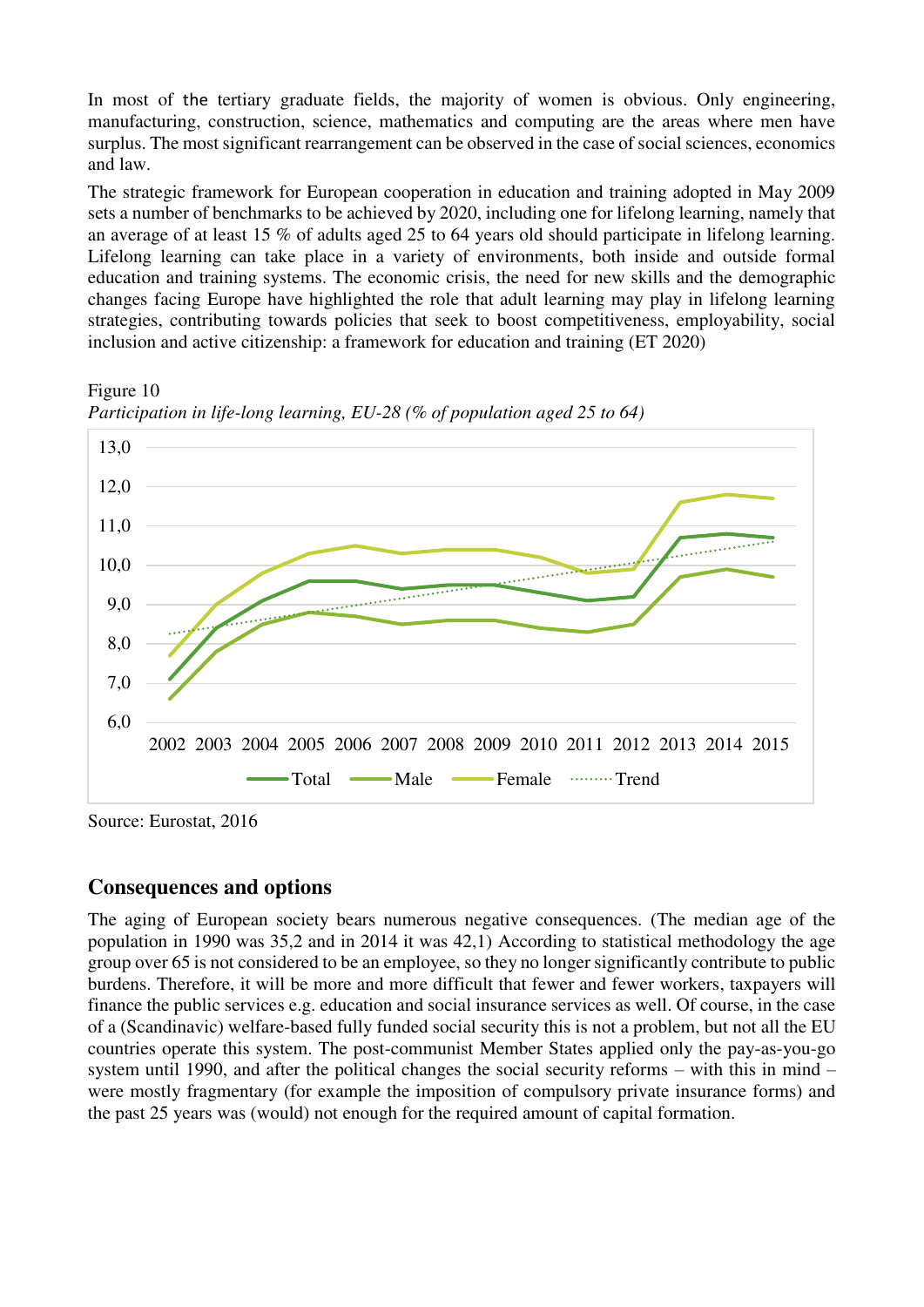In most of the tertiary graduate fields, the majority of women is obvious. Only engineering, manufacturing, construction, science, mathematics and computing are the areas where men have surplus. The most significant rearrangement can be observed in the case of social sciences, economics and law.

The strategic framework for European cooperation in education and training adopted in May 2009 sets a number of benchmarks to be achieved by 2020, including one for lifelong learning, namely that an average of at least 15 % of adults aged 25 to 64 years old should participate in lifelong learning. Lifelong learning can take place in a variety of environments, both inside and outside formal education and training systems. The economic crisis, the need for new skills and the demographic changes facing Europe have highlighted the role that adult learning may play in lifelong learning strategies, contributing towards policies that seek to boost competitiveness, employability, social inclusion and active citizenship: a framework for education and training (ET 2020)

Figure 10

*Participation in life-long learning, EU-28 (% of population aged 25 to 64)*

Source: Eurostat, 2016

## Consequences and options

The aging of European society bears numerous negative consequences. (The median age of the population in 1990 was 35,2 and in 2014 it was 42,1) According to statistical methodology the age group over 65 is not considered to be an employee, so they no longer significantly contribute to public burdens. Therefore, it will be more and more difficult that fewer and fewer workers, taxpayers will finance the public services e.g. education and social insurance services as well. Of course, in the case of a (Scandinavic) welfare-based fully funded social security this is not a problem, but not all the EU countries operate this system. The post-communist Member States applied only the pay-as-you-go system until 1990, and after the political changes the social security reforms – with this in mind – were mostly fragmentary (for example the imposition of compulsory private insurance forms) and the past 25 years was (would) not enough for the required amount of capital formation.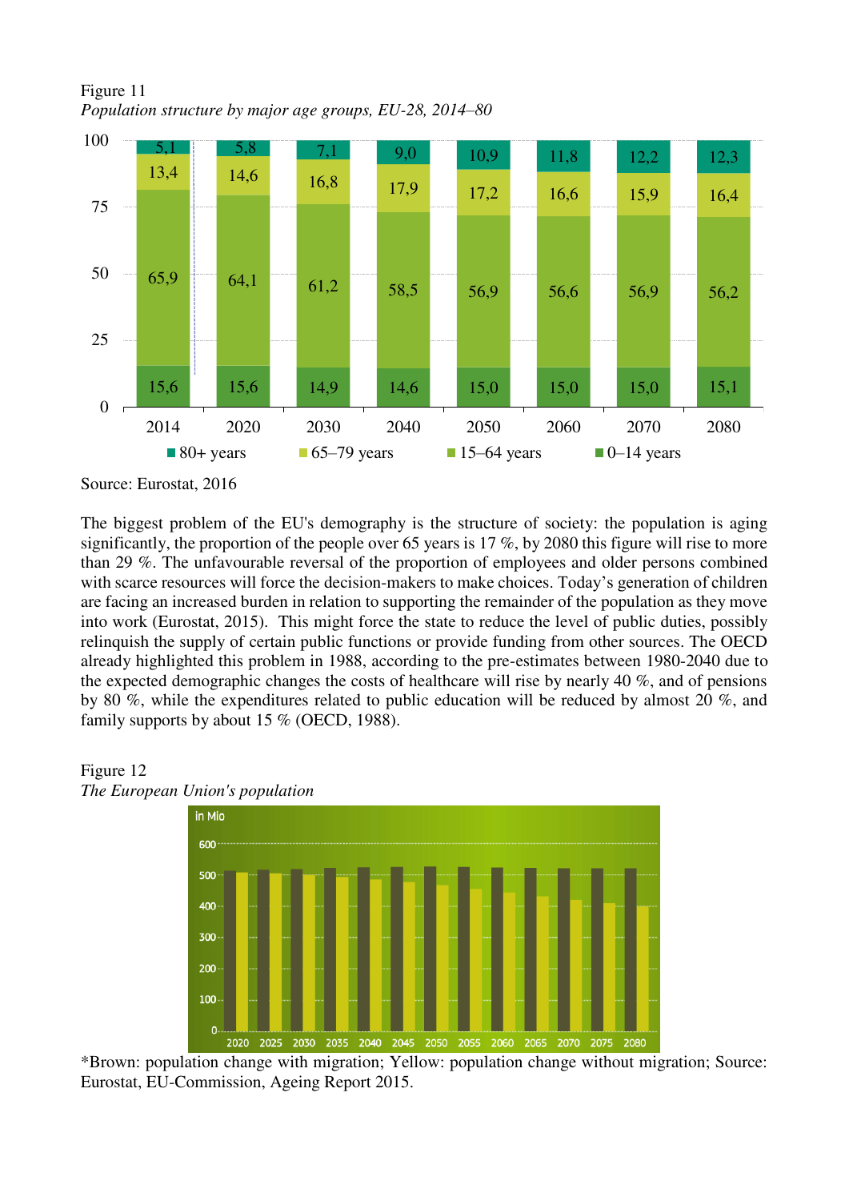Figure 11

*Population structure by major age groups, EU-28, 2014–80*

| | 2014 | 2020 | 2030 | 2040 | 2050 | 2060 | 2070 | 2080 |
|---|---|---|---|---|---|---|---|---|
| 80+ years | 5,1 | 5,8 | 7,1 | 9,0 | 10,9 | 11,8 | 12,2 | 12,3 |
| 65–79 years | 13,4 | 14,6 | 16,8 | 17,9 | 17,2 | 16,6 | 15,9 | 16,4 |
| 15–64 years | 65,9 | 64,1 | 61,2 | 58,5 | 56,9 | 56,6 | 56,9 | 56,2 |
| 0–14 years | 15,6 | 15,6 | 14,9 | 14,6 | 15,0 | 15,0 | 15,0 | 15,1 |

Source: Eurostat, 2016

The biggest problem of the EU's demography is the structure of society: the population is aging significantly, the proportion of the people over 65 years is 17 %, by 2080 this figure will rise to more than 29 %. The unfavourable reversal of the proportion of employees and older persons combined with scarce resources will force the decision-makers to make choices. Today's generation of children are facing an increased burden in relation to supporting the remainder of the population as they move into work (Eurostat, 2015). This might force the state to reduce the level of public duties, possibly relinquish the supply of certain public functions or provide funding from other sources. The OECD already highlighted this problem in 1988, according to the pre-estimates between 1980-2040 due to the expected demographic changes the costs of healthcare will rise by nearly 40 %, and of pensions by 80 %, while the expenditures related to public education will be reduced by almost 20 %, and family supports by about 15 % (OECD, 1988).

Figure 12

*The European Union's population*

*Brown: population change with migration; Yellow: population change without migration; Source: Eurostat, EU-Commission, Ageing Report 2015.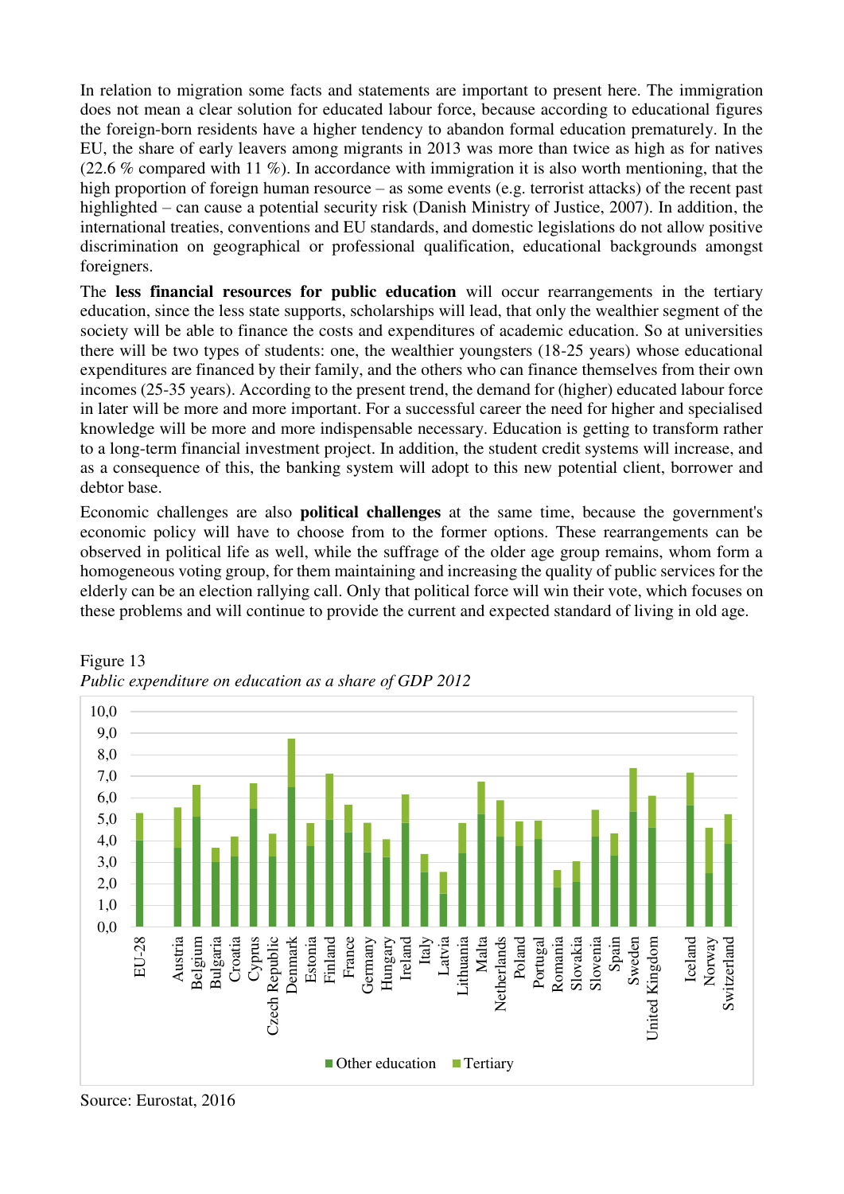In relation to migration some facts and statements are important to present here. The immigration does not mean a clear solution for educated labour force, because according to educational figures the foreign-born residents have a higher tendency to abandon formal education prematurely. In the EU, the share of early leavers among migrants in 2013 was more than twice as high as for natives (22.6 % compared with 11 %). In accordance with immigration it is also worth mentioning, that the high proportion of foreign human resource – as some events (e.g. terrorist attacks) of the recent past highlighted – can cause a potential security risk (Danish Ministry of Justice, 2007). In addition, the international treaties, conventions and EU standards, and domestic legislations do not allow positive discrimination on geographical or professional qualification, educational backgrounds amongst foreigners.

The **less financial resources for public education** will occur rearrangements in the tertiary education, since the less state supports, scholarships will lead, that only the wealthier segment of the society will be able to finance the costs and expenditures of academic education. So at universities there will be two types of students: one, the wealthier youngsters (18-25 years) whose educational expenditures are financed by their family, and the others who can finance themselves from their own incomes (25-35 years). According to the present trend, the demand for (higher) educated labour force in later will be more and more important. For a successful career the need for higher and specialised knowledge will be more and more indispensable necessary. Education is getting to transform rather to a long-term financial investment project. In addition, the student credit systems will increase, and as a consequence of this, the banking system will adopt to this new potential client, borrower and debtor base.

Economic challenges are also **political challenges** at the same time, because the government's economic policy will have to choose from to the former options. These rearrangements can be observed in political life as well, while the suffrage of the older age group remains, whom form a homogeneous voting group, for them maintaining and increasing the quality of public services for the elderly can be an election rallying call. Only that political force will win their vote, which focuses on these problems and will continue to provide the current and expected standard of living in old age.

Figure 13

*Public expenditure on education as a share of GDP 2012*

Source: Eurostat, 2016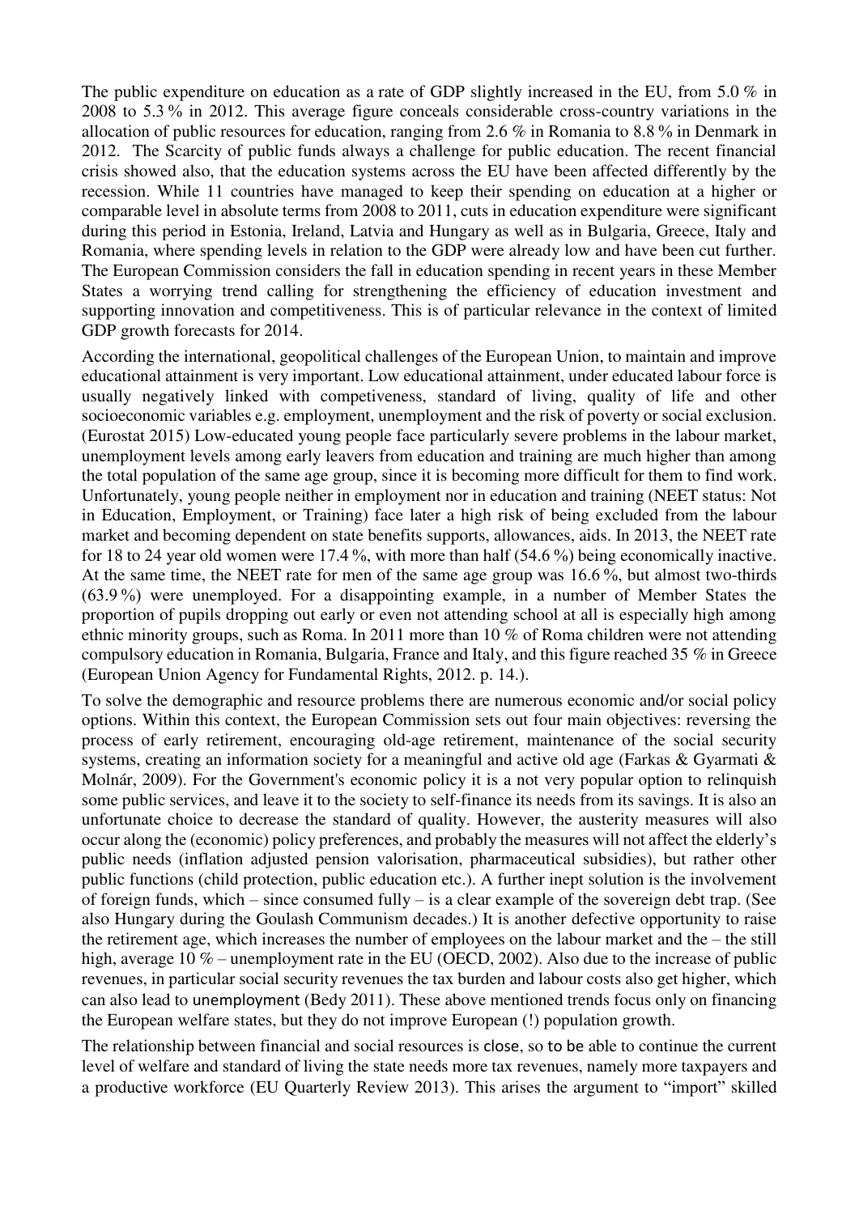The public expenditure on education as a rate of GDP slightly increased in the EU, from 5.0 % in 2008 to 5.3 % in 2012. This average figure conceals considerable cross-country variations in the allocation of public resources for education, ranging from 2.6 % in Romania to 8.8 % in Denmark in 2012. The Scarcity of public funds always a challenge for public education. The recent financial crisis showed also, that the education systems across the EU have been affected differently by the recession. While 11 countries have managed to keep their spending on education at a higher or comparable level in absolute terms from 2008 to 2011, cuts in education expenditure were significant during this period in Estonia, Ireland, Latvia and Hungary as well as in Bulgaria, Greece, Italy and Romania, where spending levels in relation to the GDP were already low and have been cut further. The European Commission considers the fall in education spending in recent years in these Member States a worrying trend calling for strengthening the efficiency of education investment and supporting innovation and competitiveness. This is of particular relevance in the context of limited GDP growth forecasts for 2014.

According the international, geopolitical challenges of the European Union, to maintain and improve educational attainment is very important. Low educational attainment, under educated labour force is usually negatively linked with competiveness, standard of living, quality of life and other socioeconomic variables e.g. employment, unemployment and the risk of poverty or social exclusion. (Eurostat 2015) Low-educated young people face particularly severe problems in the labour market, unemployment levels among early leavers from education and training are much higher than among the total population of the same age group, since it is becoming more difficult for them to find work. Unfortunately, young people neither in employment nor in education and training (NEET status: Not in Education, Employment, or Training) face later a high risk of being excluded from the labour market and becoming dependent on state benefits supports, allowances, aids. In 2013, the NEET rate for 18 to 24 year old women were 17.4 %, with more than half (54.6 %) being economically inactive. At the same time, the NEET rate for men of the same age group was 16.6 %, but almost two-thirds (63.9 %) were unemployed. For a disappointing example, in a number of Member States the proportion of pupils dropping out early or even not attending school at all is especially high among ethnic minority groups, such as Roma. In 2011 more than 10 % of Roma children were not attending compulsory education in Romania, Bulgaria, France and Italy, and this figure reached 35 % in Greece (European Union Agency for Fundamental Rights, 2012. p. 14.).

To solve the demographic and resource problems there are numerous economic and/or social policy options. Within this context, the European Commission sets out four main objectives: reversing the process of early retirement, encouraging old-age retirement, maintenance of the social security systems, creating an information society for a meaningful and active old age (Farkas & Gyarmati & Molnár, 2009). For the Government's economic policy it is a not very popular option to relinquish some public services, and leave it to the society to self-finance its needs from its savings. It is also an unfortunate choice to decrease the standard of quality. However, the austerity measures will also occur along the (economic) policy preferences, and probably the measures will not affect the elderly's public needs (inflation adjusted pension valorisation, pharmaceutical subsidies), but rather other public functions (child protection, public education etc.). A further inept solution is the involvement of foreign funds, which – since consumed fully – is a clear example of the sovereign debt trap. (See also Hungary during the Goulash Communism decades.) It is another defective opportunity to raise the retirement age, which increases the number of employees on the labour market and the – the still high, average 10 % – unemployment rate in the EU (OECD, 2002). Also due to the increase of public revenues, in particular social security revenues the tax burden and labour costs also get higher, which can also lead to unemployment (Bedy 2011). These above mentioned trends focus only on financing the European welfare states, but they do not improve European (!) population growth.

The relationship between financial and social resources is close, so to be able to continue the current level of welfare and standard of living the state needs more tax revenues, namely more taxpayers and a productive workforce (EU Quarterly Review 2013). This arises the argument to "import" skilled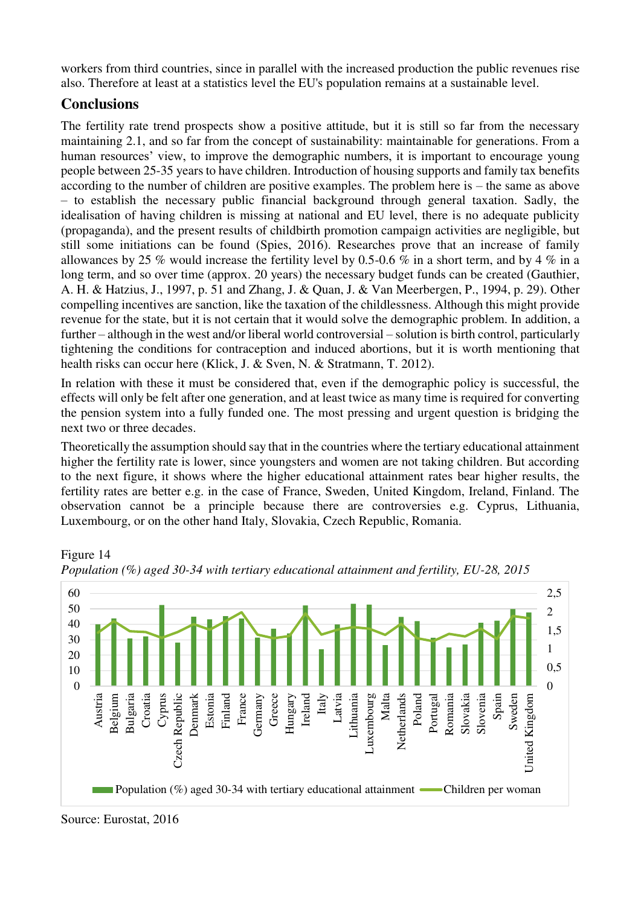workers from third countries, since in parallel with the increased production the public revenues rise also. Therefore at least at a statistics level the EU's population remains at a sustainable level.

## Conclusions

The fertility rate trend prospects show a positive attitude, but it is still so far from the necessary maintaining 2.1, and so far from the concept of sustainability: maintainable for generations. From a human resources' view, to improve the demographic numbers, it is important to encourage young people between 25-35 years to have children. Introduction of housing supports and family tax benefits according to the number of children are positive examples. The problem here is – the same as above – to establish the necessary public financial background through general taxation. Sadly, the idealisation of having children is missing at national and EU level, there is no adequate publicity (propaganda), and the present results of childbirth promotion campaign activities are negligible, but still some initiations can be found (Spies, 2016). Researches prove that an increase of family allowances by 25 % would increase the fertility level by 0.5-0.6 % in a short term, and by 4 % in a long term, and so over time (approx. 20 years) the necessary budget funds can be created (Gauthier, A. H. & Hatzius, J., 1997, p. 51 and Zhang, J. & Quan, J. & Van Meerbergen, P., 1994, p. 29). Other compelling incentives are sanction, like the taxation of the childlessness. Although this might provide revenue for the state, but it is not certain that it would solve the demographic problem. In addition, a further – although in the west and/or liberal world controversial – solution is birth control, particularly tightening the conditions for contraception and induced abortions, but it is worth mentioning that health risks can occur here (Klick, J. & Sven, N. & Stratmann, T. 2012).

In relation with these it must be considered that, even if the demographic policy is successful, the effects will only be felt after one generation, and at least twice as many time is required for converting the pension system into a fully funded one. The most pressing and urgent question is bridging the next two or three decades.

Theoretically the assumption should say that in the countries where the tertiary educational attainment higher the fertility rate is lower, since youngsters and women are not taking children. But according to the next figure, it shows where the higher educational attainment rates bear higher results, the fertility rates are better e.g. in the case of France, Sweden, United Kingdom, Ireland, Finland. The observation cannot be a principle because there are controversies e.g. Cyprus, Lithuania, Luxembourg, or on the other hand Italy, Slovakia, Czech Republic, Romania.

Figure 14

*Population (%) aged 30-34 with tertiary educational attainment and fertility, EU-28, 2015*

Source: Eurostat, 2016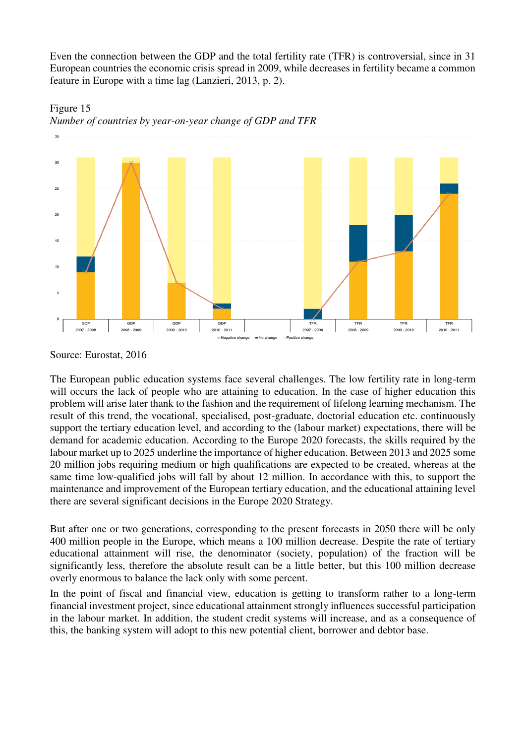Even the connection between the GDP and the total fertility rate (TFR) is controversial, since in 31 European countries the economic crisis spread in 2009, while decreases in fertility became a common feature in Europe with a time lag (Lanzieri, 2013, p. 2).

Figure 15
*Number of countries by year-on-year change of GDP and TFR*

Source: Eurostat, 2016

The European public education systems face several challenges. The low fertility rate in long-term will occurs the lack of people who are attaining to education. In the case of higher education this problem will arise later thank to the fashion and the requirement of lifelong learning mechanism. The result of this trend, the vocational, specialised, post-graduate, doctorial education etc. continuously support the tertiary education level, and according to the (labour market) expectations, there will be demand for academic education. According to the Europe 2020 forecasts, the skills required by the labour market up to 2025 underline the importance of higher education. Between 2013 and 2025 some 20 million jobs requiring medium or high qualifications are expected to be created, whereas at the same time low-qualified jobs will fall by about 12 million. In accordance with this, to support the maintenance and improvement of the European tertiary education, and the educational attaining level there are several significant decisions in the Europe 2020 Strategy.

But after one or two generations, corresponding to the present forecasts in 2050 there will be only 400 million people in the Europe, which means a 100 million decrease. Despite the rate of tertiary educational attainment will rise, the denominator (society, population) of the fraction will be significantly less, therefore the absolute result can be a little better, but this 100 million decrease overly enormous to balance the lack only with some percent.

In the point of fiscal and financial view, education is getting to transform rather to a long-term financial investment project, since educational attainment strongly influences successful participation in the labour market. In addition, the student credit systems will increase, and as a consequence of this, the banking system will adopt to this new potential client, borrower and debtor base.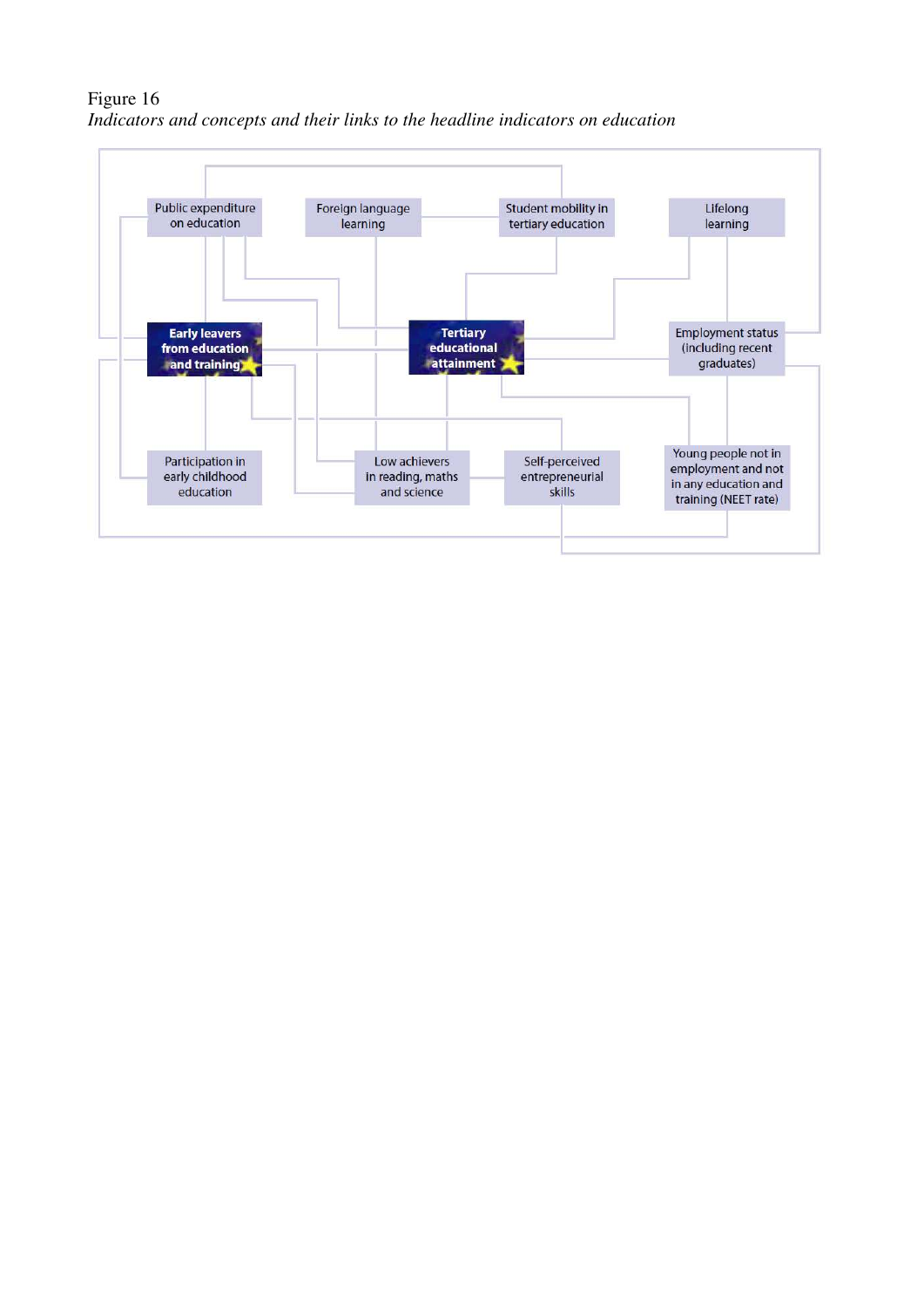Figure 16

*Indicators and concepts and their links to the headline indicators on education*

Public expenditure on education

Foreign language learning

Student mobility in tertiary education

Lifelong learning

**Early leavers from education and training**

**Tertiary educational attainment**

Employment status (including recent graduates)

Participation in early childhood education

Low achievers in reading, maths and science

Self-perceived entrepreneurial skills

Young people not in employment and not in any education and training (NEET rate)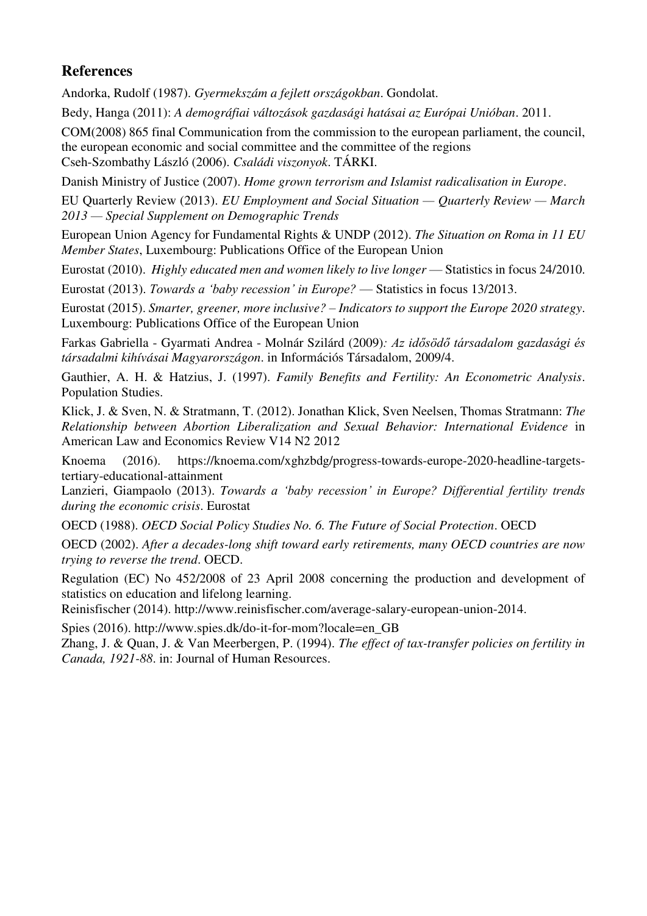## References

Andorka, Rudolf (1987). *Gyermekszám a fejlett országokban*. Gondolat.

Bedy, Hanga (2011): *A demográfiai változások gazdasági hatásai az Európai Unióban*. 2011.

COM(2008) 865 final Communication from the commission to the european parliament, the council, the european economic and social committee and the committee of the regions

Cseh-Szombathy László (2006). *Családi viszonyok*. TÁRKI.

Danish Ministry of Justice (2007). *Home grown terrorism and Islamist radicalisation in Europe*.

EU Quarterly Review (2013). *EU Employment and Social Situation — Quarterly Review — March 2013 — Special Supplement on Demographic Trends*

European Union Agency for Fundamental Rights & UNDP (2012). *The Situation on Roma in 11 EU Member States*, Luxembourg: Publications Office of the European Union

Eurostat (2010). *Highly educated men and women likely to live longer* — Statistics in focus 24/2010.

Eurostat (2013). *Towards a 'baby recession' in Europe?* — Statistics in focus 13/2013.

Eurostat (2015). *Smarter, greener, more inclusive? – Indicators to support the Europe 2020 strategy*. Luxembourg: Publications Office of the European Union

Farkas Gabriella - Gyarmati Andrea - Molnár Szilárd (2009)*: Az idősödő társadalom gazdasági és társadalmi kihívásai Magyarországon*. in Információs Társadalom, 2009/4.

Gauthier, A. H. & Hatzius, J. (1997). *Family Benefits and Fertility: An Econometric Analysis*. Population Studies.

Klick, J. & Sven, N. & Stratmann, T. (2012). Jonathan Klick, Sven Neelsen, Thomas Stratmann: *The Relationship between Abortion Liberalization and Sexual Behavior: International Evidence* in American Law and Economics Review V14 N2 2012

Knoema (2016). https://knoema.com/xghzbdg/progress-towards-europe-2020-headline-targets-tertiary-educational-attainment

Lanzieri, Giampaolo (2013). *Towards a 'baby recession' in Europe? Differential fertility trends during the economic crisis*. Eurostat

OECD (1988). *OECD Social Policy Studies No. 6. The Future of Social Protection*. OECD

OECD (2002). *After a decades-long shift toward early retirements, many OECD countries are now trying to reverse the trend*. OECD.

Regulation (EC) No 452/2008 of 23 April 2008 concerning the production and development of statistics on education and lifelong learning.

Reinisfischer (2014). http://www.reinisfischer.com/average-salary-european-union-2014.

Spies (2016). http://www.spies.dk/do-it-for-mom?locale=en_GB

Zhang, J. & Quan, J. & Van Meerbergen, P. (1994). *The effect of tax-transfer policies on fertility in Canada, 1921-88*. in: Journal of Human Resources.